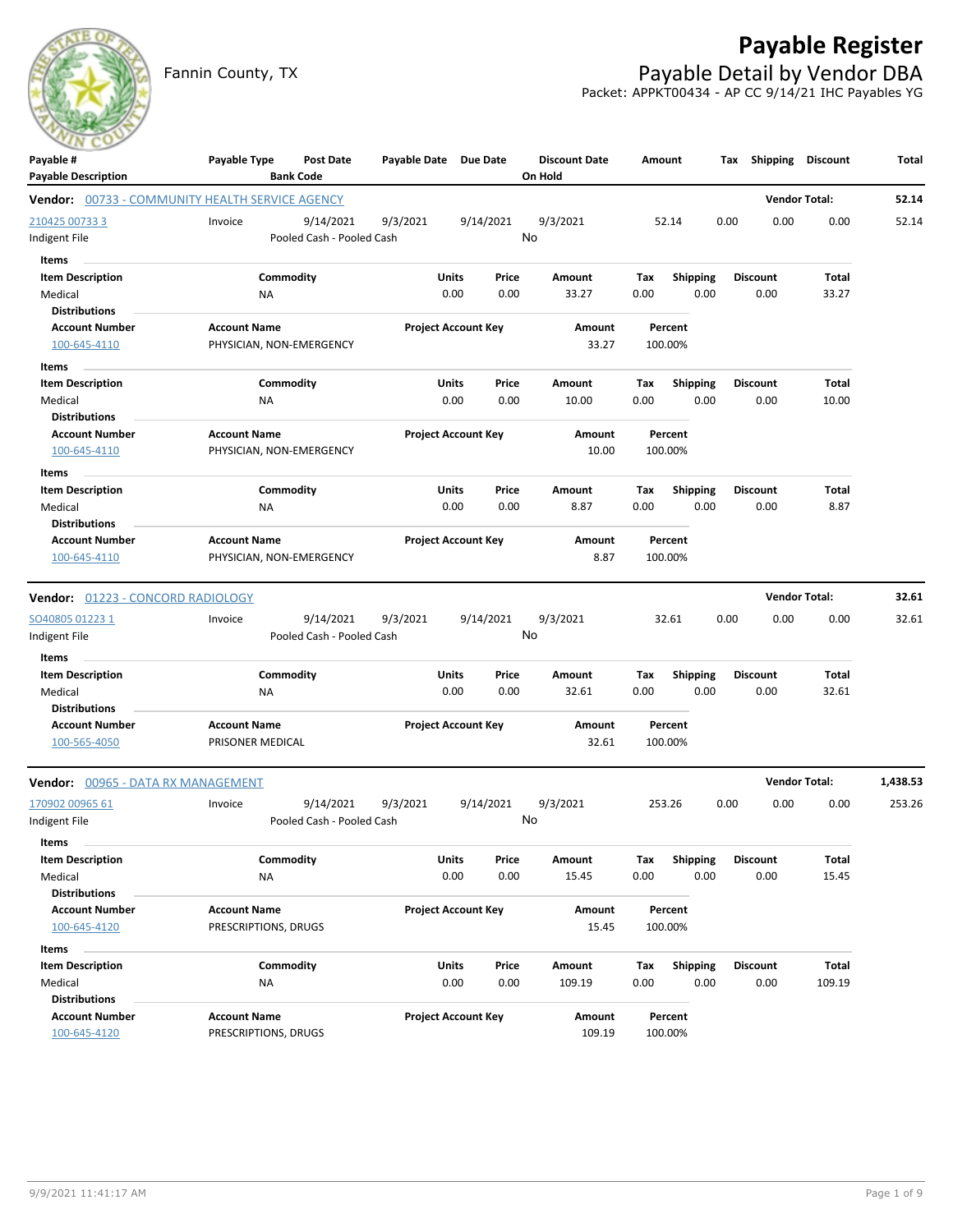# Payable Register

Fannin County, TX

## Payable Detail by Vendor DBA

Packet: APPKT00434 - AP CC 9/14/21 IHC Payables YG

| Payable # / Payable Description | Payable Type | Post Date / Bank Code | Payable Date | Due Date | Discount Date / On Hold | Amount | Tax | Shipping | Discount | Total |
|---|---|---|---|---|---|---|---|---|---|---|

**Vendor: 00733 - COMMUNITY HEALTH SERVICE AGENCY** — Vendor Total: **52.14**

| Payable # | Payable Type | Post Date | Payable Date | Due Date | Discount Date | Amount | Tax | Shipping | Discount | Total |
|---|---|---|---|---|---|---|---|---|---|---|
| 210425 00733 3 | Invoice | 9/14/2021 | 9/3/2021 | 9/14/2021 | 9/3/2021 | 52.14 | 0.00 | 0.00 | 0.00 | 52.14 |
| Indigent File | | Pooled Cash - Pooled Cash | | | No | | | | | |

**Items**

| Item Description | Commodity | Units | Price | Amount | Tax | Shipping | Discount | Total |
|---|---|---|---|---|---|---|---|---|
| Medical | NA | 0.00 | 0.00 | 33.27 | 0.00 | 0.00 | 0.00 | 33.27 |

**Distributions**

| Account Number | Account Name | Project Account Key | Amount | Percent |
|---|---|---|---|---|
| 100-645-4110 | PHYSICIAN, NON-EMERGENCY | | 33.27 | 100.00% |

**Items**

| Item Description | Commodity | Units | Price | Amount | Tax | Shipping | Discount | Total |
|---|---|---|---|---|---|---|---|---|
| Medical | NA | 0.00 | 0.00 | 10.00 | 0.00 | 0.00 | 0.00 | 10.00 |

**Distributions**

| Account Number | Account Name | Project Account Key | Amount | Percent |
|---|---|---|---|---|
| 100-645-4110 | PHYSICIAN, NON-EMERGENCY | | 10.00 | 100.00% |

**Items**

| Item Description | Commodity | Units | Price | Amount | Tax | Shipping | Discount | Total |
|---|---|---|---|---|---|---|---|---|
| Medical | NA | 0.00 | 0.00 | 8.87 | 0.00 | 0.00 | 0.00 | 8.87 |

**Distributions**

| Account Number | Account Name | Project Account Key | Amount | Percent |
|---|---|---|---|---|
| 100-645-4110 | PHYSICIAN, NON-EMERGENCY | | 8.87 | 100.00% |

**Vendor: 01223 - CONCORD RADIOLOGY** — Vendor Total: **32.61**

| Payable # | Payable Type | Post Date | Payable Date | Due Date | Discount Date | Amount | Tax | Shipping | Discount | Total |
|---|---|---|---|---|---|---|---|---|---|---|
| SO40805 01223 1 | Invoice | 9/14/2021 | 9/3/2021 | 9/14/2021 | 9/3/2021 | 32.61 | 0.00 | 0.00 | 0.00 | 32.61 |
| Indigent File | | Pooled Cash - Pooled Cash | | | No | | | | | |

**Items**

| Item Description | Commodity | Units | Price | Amount | Tax | Shipping | Discount | Total |
|---|---|---|---|---|---|---|---|---|
| Medical | NA | 0.00 | 0.00 | 32.61 | 0.00 | 0.00 | 0.00 | 32.61 |

**Distributions**

| Account Number | Account Name | Project Account Key | Amount | Percent |
|---|---|---|---|---|
| 100-565-4050 | PRISONER MEDICAL | | 32.61 | 100.00% |

**Vendor: 00965 - DATA RX MANAGEMENT** — Vendor Total: **1,438.53**

| Payable # | Payable Type | Post Date | Payable Date | Due Date | Discount Date | Amount | Tax | Shipping | Discount | Total |
|---|---|---|---|---|---|---|---|---|---|---|
| 170902 00965 61 | Invoice | 9/14/2021 | 9/3/2021 | 9/14/2021 | 9/3/2021 | 253.26 | 0.00 | 0.00 | 0.00 | 253.26 |
| Indigent File | | Pooled Cash - Pooled Cash | | | No | | | | | |

**Items**

| Item Description | Commodity | Units | Price | Amount | Tax | Shipping | Discount | Total |
|---|---|---|---|---|---|---|---|---|
| Medical | NA | 0.00 | 0.00 | 15.45 | 0.00 | 0.00 | 0.00 | 15.45 |

**Distributions**

| Account Number | Account Name | Project Account Key | Amount | Percent |
|---|---|---|---|---|
| 100-645-4120 | PRESCRIPTIONS, DRUGS | | 15.45 | 100.00% |

**Items**

| Item Description | Commodity | Units | Price | Amount | Tax | Shipping | Discount | Total |
|---|---|---|---|---|---|---|---|---|
| Medical | NA | 0.00 | 0.00 | 109.19 | 0.00 | 0.00 | 0.00 | 109.19 |

**Distributions**

| Account Number | Account Name | Project Account Key | Amount | Percent |
|---|---|---|---|---|
| 100-645-4120 | PRESCRIPTIONS, DRUGS | | 109.19 | 100.00% |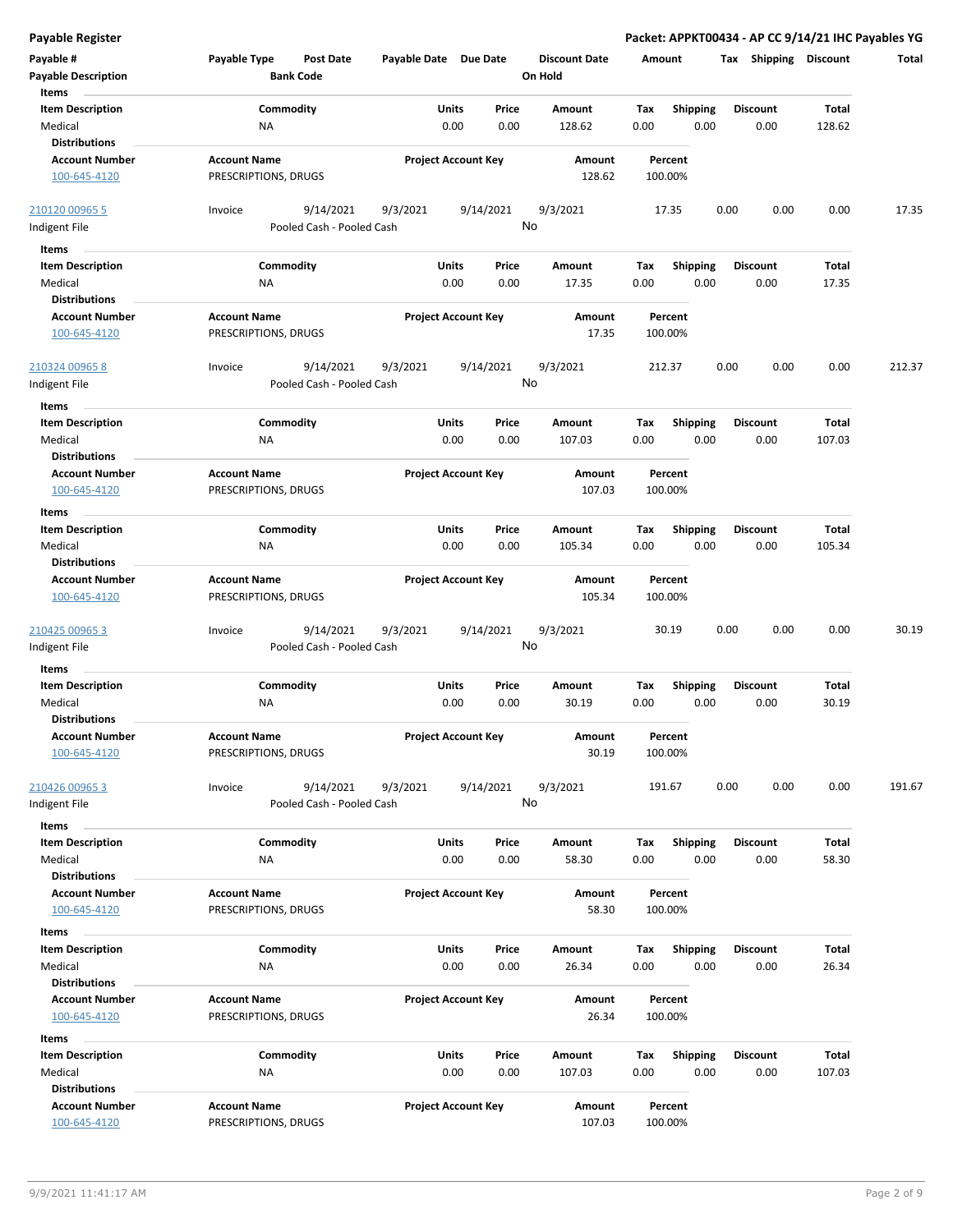**Payable Register** — **Packet: APPKT00434 - AP CC 9/14/21 IHC Payables YG**

| Payable # | Payable Type | Post Date | Payable Date | Due Date | Discount Date | Amount | Tax | Shipping | Discount | Total |
|---|---|---|---|---|---|---|---|---|---|---|
| **Payable Description** | | **Bank Code** | | | **On Hold** | | | | | |

**Items**

| Item Description | Commodity | Units | Price | Amount | Tax | Shipping | Discount | Total |
|---|---|---|---|---|---|---|---|---|
| Medical | NA | 0.00 | 0.00 | 128.62 | 0.00 | 0.00 | 0.00 | 128.62 |

**Distributions**

| Account Number | Account Name | Project Account Key | Amount | Percent |
|---|---|---|---|---|
| 100-645-4120 | PRESCRIPTIONS, DRUGS | | 128.62 | 100.00% |

---

| Payable # | Payable Type | Post Date | Payable Date | Due Date | Discount Date | Amount | Tax | Shipping | Discount | Total |
|---|---|---|---|---|---|---|---|---|---|---|
| 210120 00965 5 | Invoice | 9/14/2021 | 9/3/2021 | 9/14/2021 | 9/3/2021 | 17.35 | 0.00 | 0.00 | 0.00 | 17.35 |
| Indigent File | | Pooled Cash - Pooled Cash | | | No | | | | | |

**Items**

| Item Description | Commodity | Units | Price | Amount | Tax | Shipping | Discount | Total |
|---|---|---|---|---|---|---|---|---|
| Medical | NA | 0.00 | 0.00 | 17.35 | 0.00 | 0.00 | 0.00 | 17.35 |

**Distributions**

| Account Number | Account Name | Project Account Key | Amount | Percent |
|---|---|---|---|---|
| 100-645-4120 | PRESCRIPTIONS, DRUGS | | 17.35 | 100.00% |

---

| Payable # | Payable Type | Post Date | Payable Date | Due Date | Discount Date | Amount | Tax | Shipping | Discount | Total |
|---|---|---|---|---|---|---|---|---|---|---|
| 210324 00965 8 | Invoice | 9/14/2021 | 9/3/2021 | 9/14/2021 | 9/3/2021 | 212.37 | 0.00 | 0.00 | 0.00 | 212.37 |
| Indigent File | | Pooled Cash - Pooled Cash | | | No | | | | | |

**Items**

| Item Description | Commodity | Units | Price | Amount | Tax | Shipping | Discount | Total |
|---|---|---|---|---|---|---|---|---|
| Medical | NA | 0.00 | 0.00 | 107.03 | 0.00 | 0.00 | 0.00 | 107.03 |

**Distributions**

| Account Number | Account Name | Project Account Key | Amount | Percent |
|---|---|---|---|---|
| 100-645-4120 | PRESCRIPTIONS, DRUGS | | 107.03 | 100.00% |

**Items**

| Item Description | Commodity | Units | Price | Amount | Tax | Shipping | Discount | Total |
|---|---|---|---|---|---|---|---|---|
| Medical | NA | 0.00 | 0.00 | 105.34 | 0.00 | 0.00 | 0.00 | 105.34 |

**Distributions**

| Account Number | Account Name | Project Account Key | Amount | Percent |
|---|---|---|---|---|
| 100-645-4120 | PRESCRIPTIONS, DRUGS | | 105.34 | 100.00% |

---

| Payable # | Payable Type | Post Date | Payable Date | Due Date | Discount Date | Amount | Tax | Shipping | Discount | Total |
|---|---|---|---|---|---|---|---|---|---|---|
| 210425 00965 3 | Invoice | 9/14/2021 | 9/3/2021 | 9/14/2021 | 9/3/2021 | 30.19 | 0.00 | 0.00 | 0.00 | 30.19 |
| Indigent File | | Pooled Cash - Pooled Cash | | | No | | | | | |

**Items**

| Item Description | Commodity | Units | Price | Amount | Tax | Shipping | Discount | Total |
|---|---|---|---|---|---|---|---|---|
| Medical | NA | 0.00 | 0.00 | 30.19 | 0.00 | 0.00 | 0.00 | 30.19 |

**Distributions**

| Account Number | Account Name | Project Account Key | Amount | Percent |
|---|---|---|---|---|
| 100-645-4120 | PRESCRIPTIONS, DRUGS | | 30.19 | 100.00% |

---

| Payable # | Payable Type | Post Date | Payable Date | Due Date | Discount Date | Amount | Tax | Shipping | Discount | Total |
|---|---|---|---|---|---|---|---|---|---|---|
| 210426 00965 3 | Invoice | 9/14/2021 | 9/3/2021 | 9/14/2021 | 9/3/2021 | 191.67 | 0.00 | 0.00 | 0.00 | 191.67 |
| Indigent File | | Pooled Cash - Pooled Cash | | | No | | | | | |

**Items**

| Item Description | Commodity | Units | Price | Amount | Tax | Shipping | Discount | Total |
|---|---|---|---|---|---|---|---|---|
| Medical | NA | 0.00 | 0.00 | 58.30 | 0.00 | 0.00 | 0.00 | 58.30 |

**Distributions**

| Account Number | Account Name | Project Account Key | Amount | Percent |
|---|---|---|---|---|
| 100-645-4120 | PRESCRIPTIONS, DRUGS | | 58.30 | 100.00% |

**Items**

| Item Description | Commodity | Units | Price | Amount | Tax | Shipping | Discount | Total |
|---|---|---|---|---|---|---|---|---|
| Medical | NA | 0.00 | 0.00 | 26.34 | 0.00 | 0.00 | 0.00 | 26.34 |

**Distributions**

| Account Number | Account Name | Project Account Key | Amount | Percent |
|---|---|---|---|---|
| 100-645-4120 | PRESCRIPTIONS, DRUGS | | 26.34 | 100.00% |

**Items**

| Item Description | Commodity | Units | Price | Amount | Tax | Shipping | Discount | Total |
|---|---|---|---|---|---|---|---|---|
| Medical | NA | 0.00 | 0.00 | 107.03 | 0.00 | 0.00 | 0.00 | 107.03 |

**Distributions**

| Account Number | Account Name | Project Account Key | Amount | Percent |
|---|---|---|---|---|
| 100-645-4120 | PRESCRIPTIONS, DRUGS | | 107.03 | 100.00% |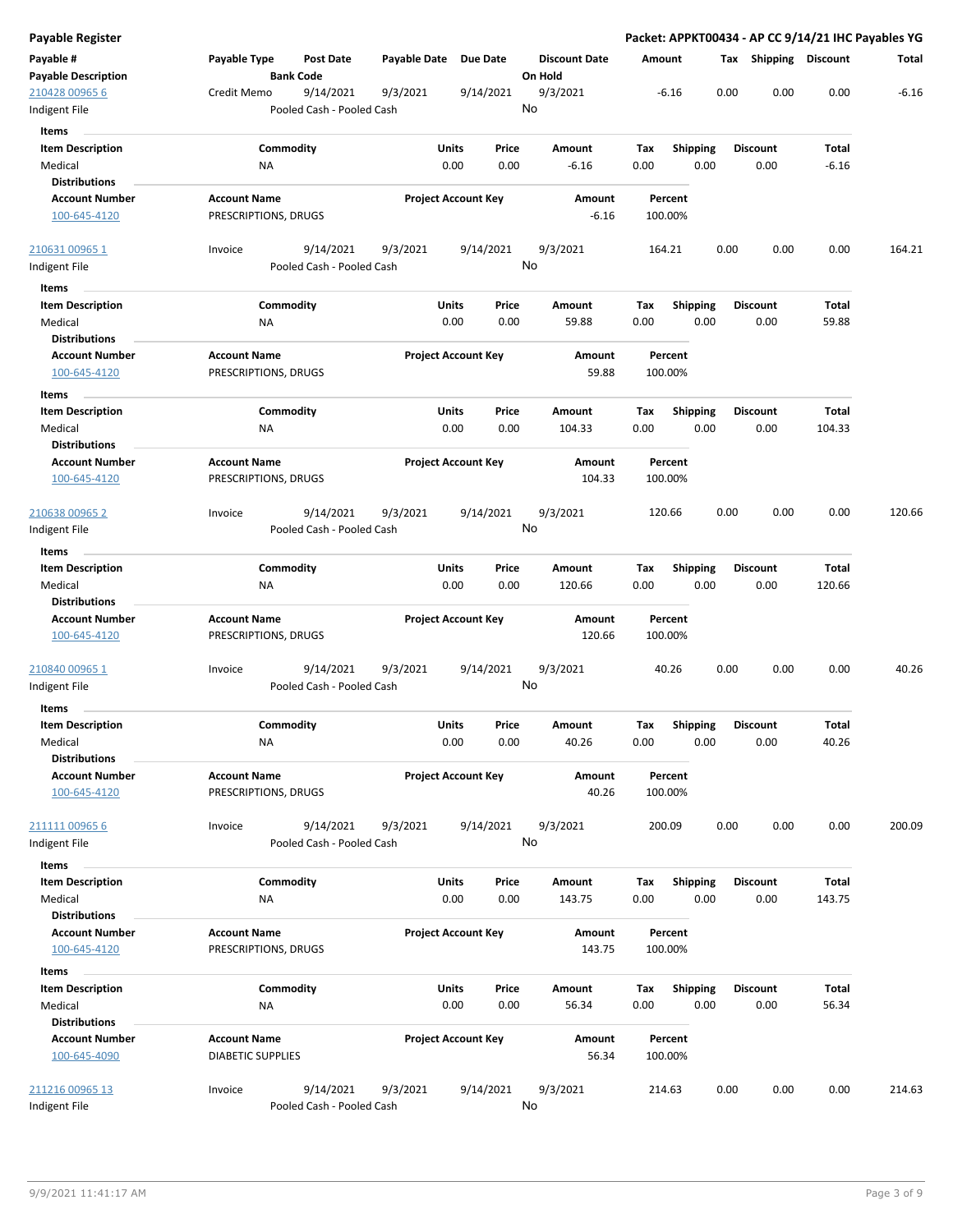**Payable Register** — **Packet: APPKT00434 - AP CC 9/14/21 IHC Payables YG**

| Payable # / Payable Description | Payable Type | Post Date / Bank Code | Payable Date | Due Date | Discount Date / On Hold | Amount | Tax | Shipping | Discount | Total |
|---|---|---|---|---|---|---|---|---|---|---|
| 210428 00965 6 / Indigent File | Credit Memo | 9/14/2021 / Pooled Cash - Pooled Cash | 9/3/2021 | 9/14/2021 | 9/3/2021 / No | -6.16 | 0.00 | 0.00 | 0.00 | -6.16 |

Items

| Item Description | Commodity | Units | Price | Amount | Tax | Shipping | Discount | Total |
|---|---|---|---|---|---|---|---|---|
| Medical | NA | 0.00 | 0.00 | -6.16 | 0.00 | 0.00 | 0.00 | -6.16 |

Distributions

| Account Number | Account Name | Project Account Key | Amount | Percent |
|---|---|---|---|---|
| 100-645-4120 | PRESCRIPTIONS, DRUGS | | -6.16 | 100.00% |

| Payable # / Payable Description | Payable Type | Post Date / Bank Code | Payable Date | Due Date | Discount Date / On Hold | Amount | Tax | Shipping | Discount | Total |
|---|---|---|---|---|---|---|---|---|---|---|
| 210631 00965 1 / Indigent File | Invoice | 9/14/2021 / Pooled Cash - Pooled Cash | 9/3/2021 | 9/14/2021 | 9/3/2021 / No | 164.21 | 0.00 | 0.00 | 0.00 | 164.21 |

Items

| Item Description | Commodity | Units | Price | Amount | Tax | Shipping | Discount | Total |
|---|---|---|---|---|---|---|---|---|
| Medical | NA | 0.00 | 0.00 | 59.88 | 0.00 | 0.00 | 0.00 | 59.88 |

Distributions

| Account Number | Account Name | Project Account Key | Amount | Percent |
|---|---|---|---|---|
| 100-645-4120 | PRESCRIPTIONS, DRUGS | | 59.88 | 100.00% |

Items

| Item Description | Commodity | Units | Price | Amount | Tax | Shipping | Discount | Total |
|---|---|---|---|---|---|---|---|---|
| Medical | NA | 0.00 | 0.00 | 104.33 | 0.00 | 0.00 | 0.00 | 104.33 |

Distributions

| Account Number | Account Name | Project Account Key | Amount | Percent |
|---|---|---|---|---|
| 100-645-4120 | PRESCRIPTIONS, DRUGS | | 104.33 | 100.00% |

| Payable # / Payable Description | Payable Type | Post Date / Bank Code | Payable Date | Due Date | Discount Date / On Hold | Amount | Tax | Shipping | Discount | Total |
|---|---|---|---|---|---|---|---|---|---|---|
| 210638 00965 2 / Indigent File | Invoice | 9/14/2021 / Pooled Cash - Pooled Cash | 9/3/2021 | 9/14/2021 | 9/3/2021 / No | 120.66 | 0.00 | 0.00 | 0.00 | 120.66 |

Items

| Item Description | Commodity | Units | Price | Amount | Tax | Shipping | Discount | Total |
|---|---|---|---|---|---|---|---|---|
| Medical | NA | 0.00 | 0.00 | 120.66 | 0.00 | 0.00 | 0.00 | 120.66 |

Distributions

| Account Number | Account Name | Project Account Key | Amount | Percent |
|---|---|---|---|---|
| 100-645-4120 | PRESCRIPTIONS, DRUGS | | 120.66 | 100.00% |

| Payable # / Payable Description | Payable Type | Post Date / Bank Code | Payable Date | Due Date | Discount Date / On Hold | Amount | Tax | Shipping | Discount | Total |
|---|---|---|---|---|---|---|---|---|---|---|
| 210840 00965 1 / Indigent File | Invoice | 9/14/2021 / Pooled Cash - Pooled Cash | 9/3/2021 | 9/14/2021 | 9/3/2021 / No | 40.26 | 0.00 | 0.00 | 0.00 | 40.26 |

Items

| Item Description | Commodity | Units | Price | Amount | Tax | Shipping | Discount | Total |
|---|---|---|---|---|---|---|---|---|
| Medical | NA | 0.00 | 0.00 | 40.26 | 0.00 | 0.00 | 0.00 | 40.26 |

Distributions

| Account Number | Account Name | Project Account Key | Amount | Percent |
|---|---|---|---|---|
| 100-645-4120 | PRESCRIPTIONS, DRUGS | | 40.26 | 100.00% |

| Payable # / Payable Description | Payable Type | Post Date / Bank Code | Payable Date | Due Date | Discount Date / On Hold | Amount | Tax | Shipping | Discount | Total |
|---|---|---|---|---|---|---|---|---|---|---|
| 211111 00965 6 / Indigent File | Invoice | 9/14/2021 / Pooled Cash - Pooled Cash | 9/3/2021 | 9/14/2021 | 9/3/2021 / No | 200.09 | 0.00 | 0.00 | 0.00 | 200.09 |

Items

| Item Description | Commodity | Units | Price | Amount | Tax | Shipping | Discount | Total |
|---|---|---|---|---|---|---|---|---|
| Medical | NA | 0.00 | 0.00 | 143.75 | 0.00 | 0.00 | 0.00 | 143.75 |

Distributions

| Account Number | Account Name | Project Account Key | Amount | Percent |
|---|---|---|---|---|
| 100-645-4120 | PRESCRIPTIONS, DRUGS | | 143.75 | 100.00% |

Items

| Item Description | Commodity | Units | Price | Amount | Tax | Shipping | Discount | Total |
|---|---|---|---|---|---|---|---|---|
| Medical | NA | 0.00 | 0.00 | 56.34 | 0.00 | 0.00 | 0.00 | 56.34 |

Distributions

| Account Number | Account Name | Project Account Key | Amount | Percent |
|---|---|---|---|---|
| 100-645-4090 | DIABETIC SUPPLIES | | 56.34 | 100.00% |

| Payable # / Payable Description | Payable Type | Post Date / Bank Code | Payable Date | Due Date | Discount Date / On Hold | Amount | Tax | Shipping | Discount | Total |
|---|---|---|---|---|---|---|---|---|---|---|
| 211216 00965 13 / Indigent File | Invoice | 9/14/2021 / Pooled Cash - Pooled Cash | 9/3/2021 | 9/14/2021 | 9/3/2021 / No | 214.63 | 0.00 | 0.00 | 0.00 | 214.63 |

9/9/2021 11:41:17 AM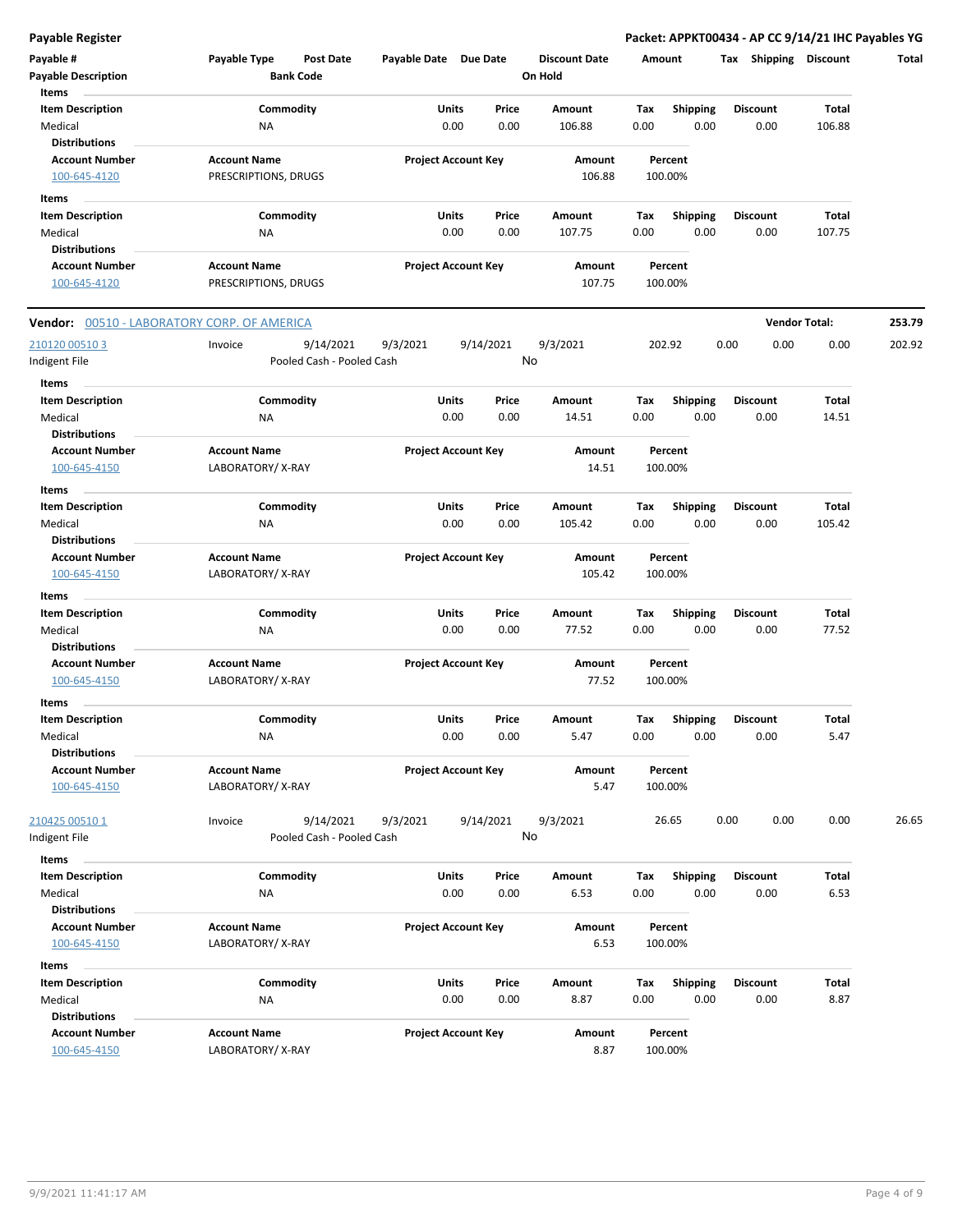**Payable Register** — **Packet: APPKT00434 - AP CC 9/14/21 IHC Payables YG**

| Payable # | Payable Type | Post Date | Payable Date | Due Date | Discount Date | Amount | Tax | Shipping | Discount | Total |
|---|---|---|---|---|---|---|---|---|---|---|
| Payable Description | | Bank Code | | | On Hold | | | | | |

**Items**

| Item Description | Commodity | Units | Price | Amount | Tax | Shipping | Discount | Total |
|---|---|---|---|---|---|---|---|---|
| Medical | NA | 0.00 | 0.00 | 106.88 | 0.00 | 0.00 | 0.00 | 106.88 |

**Distributions**

| Account Number | Account Name | Project Account Key | Amount | Percent |
|---|---|---|---|---|
| 100-645-4120 | PRESCRIPTIONS, DRUGS | | 106.88 | 100.00% |

**Items**

| Item Description | Commodity | Units | Price | Amount | Tax | Shipping | Discount | Total |
|---|---|---|---|---|---|---|---|---|
| Medical | NA | 0.00 | 0.00 | 107.75 | 0.00 | 0.00 | 0.00 | 107.75 |

**Distributions**

| Account Number | Account Name | Project Account Key | Amount | Percent |
|---|---|---|---|---|
| 100-645-4120 | PRESCRIPTIONS, DRUGS | | 107.75 | 100.00% |

---

**Vendor:** 00510 - LABORATORY CORP. OF AMERICA — **Vendor Total: 253.79**

| Payable # | Payable Type | Post Date | Payable Date | Due Date | Discount Date | Amount | Tax | Shipping | Discount | Total |
|---|---|---|---|---|---|---|---|---|---|---|
| 210120 00510 3 | Invoice | 9/14/2021 | 9/3/2021 | 9/14/2021 | 9/3/2021 | 202.92 | 0.00 | 0.00 | 0.00 | 202.92 |
| Indigent File | | Pooled Cash - Pooled Cash | | | No | | | | | |

**Items**

| Item Description | Commodity | Units | Price | Amount | Tax | Shipping | Discount | Total |
|---|---|---|---|---|---|---|---|---|
| Medical | NA | 0.00 | 0.00 | 14.51 | 0.00 | 0.00 | 0.00 | 14.51 |

**Distributions**

| Account Number | Account Name | Project Account Key | Amount | Percent |
|---|---|---|---|---|
| 100-645-4150 | LABORATORY/ X-RAY | | 14.51 | 100.00% |

**Items**

| Item Description | Commodity | Units | Price | Amount | Tax | Shipping | Discount | Total |
|---|---|---|---|---|---|---|---|---|
| Medical | NA | 0.00 | 0.00 | 105.42 | 0.00 | 0.00 | 0.00 | 105.42 |

**Distributions**

| Account Number | Account Name | Project Account Key | Amount | Percent |
|---|---|---|---|---|
| 100-645-4150 | LABORATORY/ X-RAY | | 105.42 | 100.00% |

**Items**

| Item Description | Commodity | Units | Price | Amount | Tax | Shipping | Discount | Total |
|---|---|---|---|---|---|---|---|---|
| Medical | NA | 0.00 | 0.00 | 77.52 | 0.00 | 0.00 | 0.00 | 77.52 |

**Distributions**

| Account Number | Account Name | Project Account Key | Amount | Percent |
|---|---|---|---|---|
| 100-645-4150 | LABORATORY/ X-RAY | | 77.52 | 100.00% |

**Items**

| Item Description | Commodity | Units | Price | Amount | Tax | Shipping | Discount | Total |
|---|---|---|---|---|---|---|---|---|
| Medical | NA | 0.00 | 0.00 | 5.47 | 0.00 | 0.00 | 0.00 | 5.47 |

**Distributions**

| Account Number | Account Name | Project Account Key | Amount | Percent |
|---|---|---|---|---|
| 100-645-4150 | LABORATORY/ X-RAY | | 5.47 | 100.00% |

| Payable # | Payable Type | Post Date | Payable Date | Due Date | Discount Date | Amount | Tax | Shipping | Discount | Total |
|---|---|---|---|---|---|---|---|---|---|---|
| 210425 00510 1 | Invoice | 9/14/2021 | 9/3/2021 | 9/14/2021 | 9/3/2021 | 26.65 | 0.00 | 0.00 | 0.00 | 26.65 |
| Indigent File | | Pooled Cash - Pooled Cash | | | No | | | | | |

**Items**

| Item Description | Commodity | Units | Price | Amount | Tax | Shipping | Discount | Total |
|---|---|---|---|---|---|---|---|---|
| Medical | NA | 0.00 | 0.00 | 6.53 | 0.00 | 0.00 | 0.00 | 6.53 |

**Distributions**

| Account Number | Account Name | Project Account Key | Amount | Percent |
|---|---|---|---|---|
| 100-645-4150 | LABORATORY/ X-RAY | | 6.53 | 100.00% |

**Items**

| Item Description | Commodity | Units | Price | Amount | Tax | Shipping | Discount | Total |
|---|---|---|---|---|---|---|---|---|
| Medical | NA | 0.00 | 0.00 | 8.87 | 0.00 | 0.00 | 0.00 | 8.87 |

**Distributions**

| Account Number | Account Name | Project Account Key | Amount | Percent |
|---|---|---|---|---|
| 100-645-4150 | LABORATORY/ X-RAY | | 8.87 | 100.00% |

9/9/2021 11:41:17 AM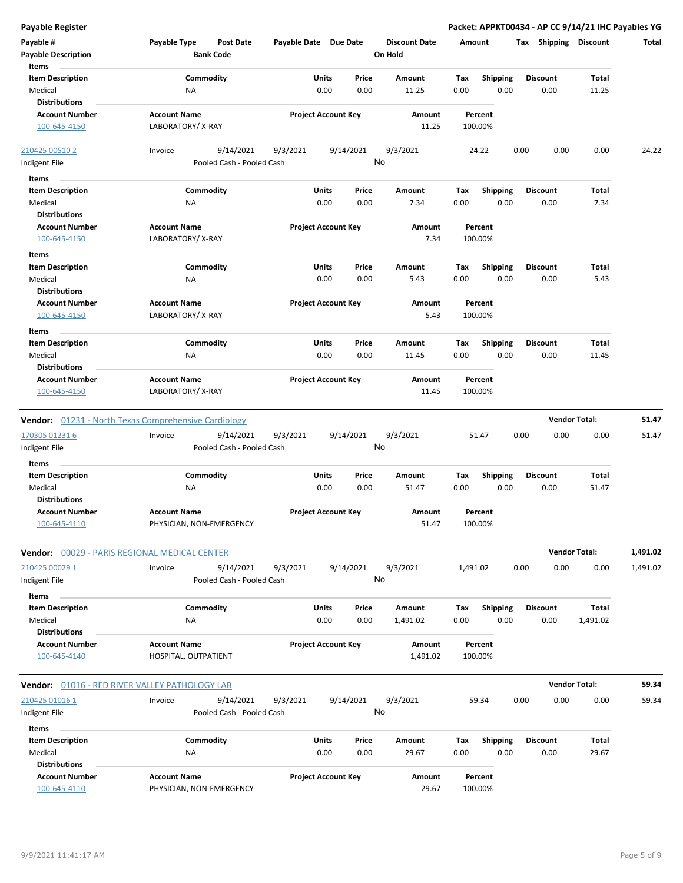**Payable Register** — Packet: APPKT00434 - AP CC 9/14/21 IHC Payables YG

| Payable # | Payable Type | Post Date | Payable Date | Due Date | Discount Date | Amount | Tax | Shipping | Discount | Total |
|---|---|---|---|---|---|---|---|---|---|---|
| **Payable Description** | | **Bank Code** | | | **On Hold** | | | | | |

**Items**

| Item Description | Commodity | Units | Price | Amount | Tax | Shipping | Discount | Total |
|---|---|---|---|---|---|---|---|---|
| Medical | NA | 0.00 | 0.00 | 11.25 | 0.00 | 0.00 | 0.00 | 11.25 |

**Distributions**

| Account Number | Account Name | Project Account Key | Amount | Percent |
|---|---|---|---|---|
| 100-645-4150 | LABORATORY/ X-RAY | | 11.25 | 100.00% |

| Payable # | Payable Type | Post Date | Payable Date | Due Date | Discount Date | Amount | Tax | Shipping | Discount | Total |
|---|---|---|---|---|---|---|---|---|---|---|
| 210425 00510 2 | Invoice | 9/14/2021 | 9/3/2021 | 9/14/2021 | 9/3/2021 | 24.22 | 0.00 | 0.00 | 0.00 | 24.22 |
| Indigent File | | Pooled Cash - Pooled Cash | | | No | | | | | |

**Items**

| Item Description | Commodity | Units | Price | Amount | Tax | Shipping | Discount | Total |
|---|---|---|---|---|---|---|---|---|
| Medical | NA | 0.00 | 0.00 | 7.34 | 0.00 | 0.00 | 0.00 | 7.34 |

**Distributions**

| Account Number | Account Name | Project Account Key | Amount | Percent |
|---|---|---|---|---|
| 100-645-4150 | LABORATORY/ X-RAY | | 7.34 | 100.00% |

**Items**

| Item Description | Commodity | Units | Price | Amount | Tax | Shipping | Discount | Total |
|---|---|---|---|---|---|---|---|---|
| Medical | NA | 0.00 | 0.00 | 5.43 | 0.00 | 0.00 | 0.00 | 5.43 |

**Distributions**

| Account Number | Account Name | Project Account Key | Amount | Percent |
|---|---|---|---|---|
| 100-645-4150 | LABORATORY/ X-RAY | | 5.43 | 100.00% |

**Items**

| Item Description | Commodity | Units | Price | Amount | Tax | Shipping | Discount | Total |
|---|---|---|---|---|---|---|---|---|
| Medical | NA | 0.00 | 0.00 | 11.45 | 0.00 | 0.00 | 0.00 | 11.45 |

**Distributions**

| Account Number | Account Name | Project Account Key | Amount | Percent |
|---|---|---|---|---|
| 100-645-4150 | LABORATORY/ X-RAY | | 11.45 | 100.00% |

**Vendor:** 01231 - North Texas Comprehensive Cardiology — **Vendor Total:** 51.47

| Payable # | Payable Type | Post Date | Payable Date | Due Date | Discount Date | Amount | Tax | Shipping | Discount | Total |
|---|---|---|---|---|---|---|---|---|---|---|
| 170305 01231 6 | Invoice | 9/14/2021 | 9/3/2021 | 9/14/2021 | 9/3/2021 | 51.47 | 0.00 | 0.00 | 0.00 | 51.47 |
| Indigent File | | Pooled Cash - Pooled Cash | | | No | | | | | |

**Items**

| Item Description | Commodity | Units | Price | Amount | Tax | Shipping | Discount | Total |
|---|---|---|---|---|---|---|---|---|
| Medical | NA | 0.00 | 0.00 | 51.47 | 0.00 | 0.00 | 0.00 | 51.47 |

**Distributions**

| Account Number | Account Name | Project Account Key | Amount | Percent |
|---|---|---|---|---|
| 100-645-4110 | PHYSICIAN, NON-EMERGENCY | | 51.47 | 100.00% |

**Vendor:** 00029 - PARIS REGIONAL MEDICAL CENTER — **Vendor Total:** 1,491.02

| Payable # | Payable Type | Post Date | Payable Date | Due Date | Discount Date | Amount | Tax | Shipping | Discount | Total |
|---|---|---|---|---|---|---|---|---|---|---|
| 210425 00029 1 | Invoice | 9/14/2021 | 9/3/2021 | 9/14/2021 | 9/3/2021 | 1,491.02 | 0.00 | 0.00 | 0.00 | 1,491.02 |
| Indigent File | | Pooled Cash - Pooled Cash | | | No | | | | | |

**Items**

| Item Description | Commodity | Units | Price | Amount | Tax | Shipping | Discount | Total |
|---|---|---|---|---|---|---|---|---|
| Medical | NA | 0.00 | 0.00 | 1,491.02 | 0.00 | 0.00 | 0.00 | 1,491.02 |

**Distributions**

| Account Number | Account Name | Project Account Key | Amount | Percent |
|---|---|---|---|---|
| 100-645-4140 | HOSPITAL, OUTPATIENT | | 1,491.02 | 100.00% |

**Vendor:** 01016 - RED RIVER VALLEY PATHOLOGY LAB — **Vendor Total:** 59.34

| Payable # | Payable Type | Post Date | Payable Date | Due Date | Discount Date | Amount | Tax | Shipping | Discount | Total |
|---|---|---|---|---|---|---|---|---|---|---|
| 210425 01016 1 | Invoice | 9/14/2021 | 9/3/2021 | 9/14/2021 | 9/3/2021 | 59.34 | 0.00 | 0.00 | 0.00 | 59.34 |
| Indigent File | | Pooled Cash - Pooled Cash | | | No | | | | | |

**Items**

| Item Description | Commodity | Units | Price | Amount | Tax | Shipping | Discount | Total |
|---|---|---|---|---|---|---|---|---|
| Medical | NA | 0.00 | 0.00 | 29.67 | 0.00 | 0.00 | 0.00 | 29.67 |

**Distributions**

| Account Number | Account Name | Project Account Key | Amount | Percent |
|---|---|---|---|---|
| 100-645-4110 | PHYSICIAN, NON-EMERGENCY | | 29.67 | 100.00% |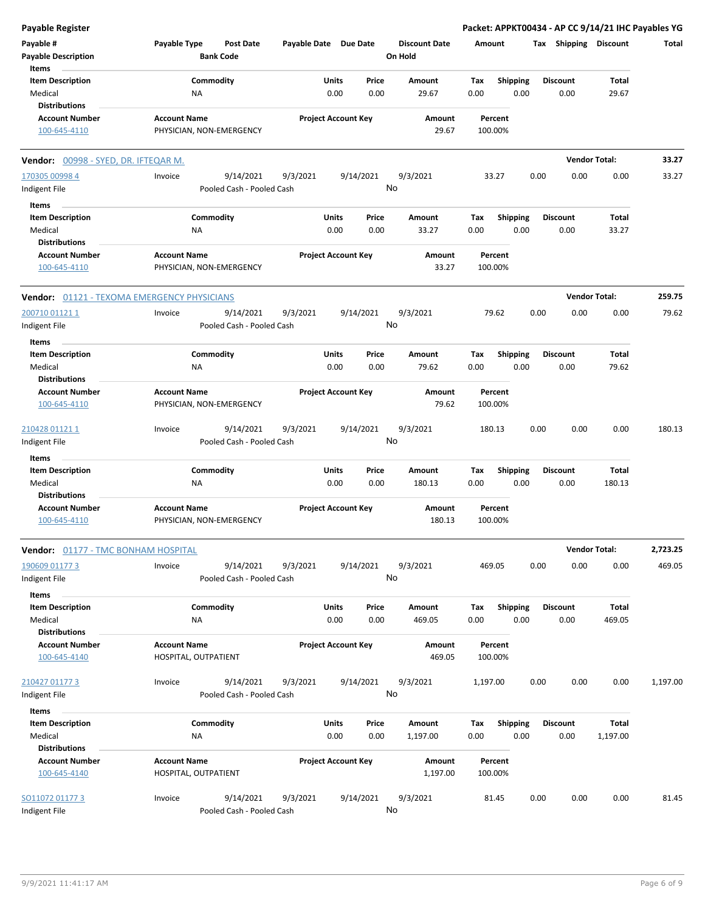**Payable Register** — **Packet: APPKT00434 - AP CC 9/14/21 IHC Payables YG**

| Payable # | Payable Type | Post Date | Payable Date | Due Date | Discount Date | Amount | Tax | Shipping | Discount | Total |
|---|---|---|---|---|---|---|---|---|---|---|
| Payable Description | | Bank Code | | | On Hold | | | | | |

| Item Description | Commodity | Units | Price | Amount | Tax | Shipping | Discount | Total |
|---|---|---|---|---|---|---|---|---|
| Medical | NA | 0.00 | 0.00 | 29.67 | 0.00 | 0.00 | 0.00 | 29.67 |

| Account Number | Account Name | Project Account Key | Amount | Percent |
|---|---|---|---|---|
| 100-645-4110 | PHYSICIAN, NON-EMERGENCY | | 29.67 | 100.00% |

**Vendor: 00998 - SYED, DR. IFTEQAR M.** — **Vendor Total: 33.27**

| Payable # | Payable Type | Post Date | Payable Date | Due Date | Discount Date | Amount | Tax | Shipping | Discount | Total |
|---|---|---|---|---|---|---|---|---|---|---|
| 170305 00998 4 | Invoice | 9/14/2021 | 9/3/2021 | 9/14/2021 | 9/3/2021 | 33.27 | 0.00 | 0.00 | 0.00 | 33.27 |
| Indigent File | | Pooled Cash - Pooled Cash | | | No | | | | | |

| Item Description | Commodity | Units | Price | Amount | Tax | Shipping | Discount | Total |
|---|---|---|---|---|---|---|---|---|
| Medical | NA | 0.00 | 0.00 | 33.27 | 0.00 | 0.00 | 0.00 | 33.27 |

| Account Number | Account Name | Project Account Key | Amount | Percent |
|---|---|---|---|---|
| 100-645-4110 | PHYSICIAN, NON-EMERGENCY | | 33.27 | 100.00% |

**Vendor: 01121 - TEXOMA EMERGENCY PHYSICIANS** — **Vendor Total: 259.75**

| Payable # | Payable Type | Post Date | Payable Date | Due Date | Discount Date | Amount | Tax | Shipping | Discount | Total |
|---|---|---|---|---|---|---|---|---|---|---|
| 200710 01121 1 | Invoice | 9/14/2021 | 9/3/2021 | 9/14/2021 | 9/3/2021 | 79.62 | 0.00 | 0.00 | 0.00 | 79.62 |
| Indigent File | | Pooled Cash - Pooled Cash | | | No | | | | | |

| Item Description | Commodity | Units | Price | Amount | Tax | Shipping | Discount | Total |
|---|---|---|---|---|---|---|---|---|
| Medical | NA | 0.00 | 0.00 | 79.62 | 0.00 | 0.00 | 0.00 | 79.62 |

| Account Number | Account Name | Project Account Key | Amount | Percent |
|---|---|---|---|---|
| 100-645-4110 | PHYSICIAN, NON-EMERGENCY | | 79.62 | 100.00% |

| Payable # | Payable Type | Post Date | Payable Date | Due Date | Discount Date | Amount | Tax | Shipping | Discount | Total |
|---|---|---|---|---|---|---|---|---|---|---|
| 210428 01121 1 | Invoice | 9/14/2021 | 9/3/2021 | 9/14/2021 | 9/3/2021 | 180.13 | 0.00 | 0.00 | 0.00 | 180.13 |
| Indigent File | | Pooled Cash - Pooled Cash | | | No | | | | | |

| Item Description | Commodity | Units | Price | Amount | Tax | Shipping | Discount | Total |
|---|---|---|---|---|---|---|---|---|
| Medical | NA | 0.00 | 0.00 | 180.13 | 0.00 | 0.00 | 0.00 | 180.13 |

| Account Number | Account Name | Project Account Key | Amount | Percent |
|---|---|---|---|---|
| 100-645-4110 | PHYSICIAN, NON-EMERGENCY | | 180.13 | 100.00% |

**Vendor: 01177 - TMC BONHAM HOSPITAL** — **Vendor Total: 2,723.25**

| Payable # | Payable Type | Post Date | Payable Date | Due Date | Discount Date | Amount | Tax | Shipping | Discount | Total |
|---|---|---|---|---|---|---|---|---|---|---|
| 190609 01177 3 | Invoice | 9/14/2021 | 9/3/2021 | 9/14/2021 | 9/3/2021 | 469.05 | 0.00 | 0.00 | 0.00 | 469.05 |
| Indigent File | | Pooled Cash - Pooled Cash | | | No | | | | | |

| Item Description | Commodity | Units | Price | Amount | Tax | Shipping | Discount | Total |
|---|---|---|---|---|---|---|---|---|
| Medical | NA | 0.00 | 0.00 | 469.05 | 0.00 | 0.00 | 0.00 | 469.05 |

| Account Number | Account Name | Project Account Key | Amount | Percent |
|---|---|---|---|---|
| 100-645-4140 | HOSPITAL, OUTPATIENT | | 469.05 | 100.00% |

| Payable # | Payable Type | Post Date | Payable Date | Due Date | Discount Date | Amount | Tax | Shipping | Discount | Total |
|---|---|---|---|---|---|---|---|---|---|---|
| 210427 01177 3 | Invoice | 9/14/2021 | 9/3/2021 | 9/14/2021 | 9/3/2021 | 1,197.00 | 0.00 | 0.00 | 0.00 | 1,197.00 |
| Indigent File | | Pooled Cash - Pooled Cash | | | No | | | | | |

| Item Description | Commodity | Units | Price | Amount | Tax | Shipping | Discount | Total |
|---|---|---|---|---|---|---|---|---|
| Medical | NA | 0.00 | 0.00 | 1,197.00 | 0.00 | 0.00 | 0.00 | 1,197.00 |

| Account Number | Account Name | Project Account Key | Amount | Percent |
|---|---|---|---|---|
| 100-645-4140 | HOSPITAL, OUTPATIENT | | 1,197.00 | 100.00% |

| Payable # | Payable Type | Post Date | Payable Date | Due Date | Discount Date | Amount | Tax | Shipping | Discount | Total |
|---|---|---|---|---|---|---|---|---|---|---|
| SO11072 01177 3 | Invoice | 9/14/2021 | 9/3/2021 | 9/14/2021 | 9/3/2021 | 81.45 | 0.00 | 0.00 | 0.00 | 81.45 |
| Indigent File | | Pooled Cash - Pooled Cash | | | No | | | | | |

9/9/2021 11:41:17 AM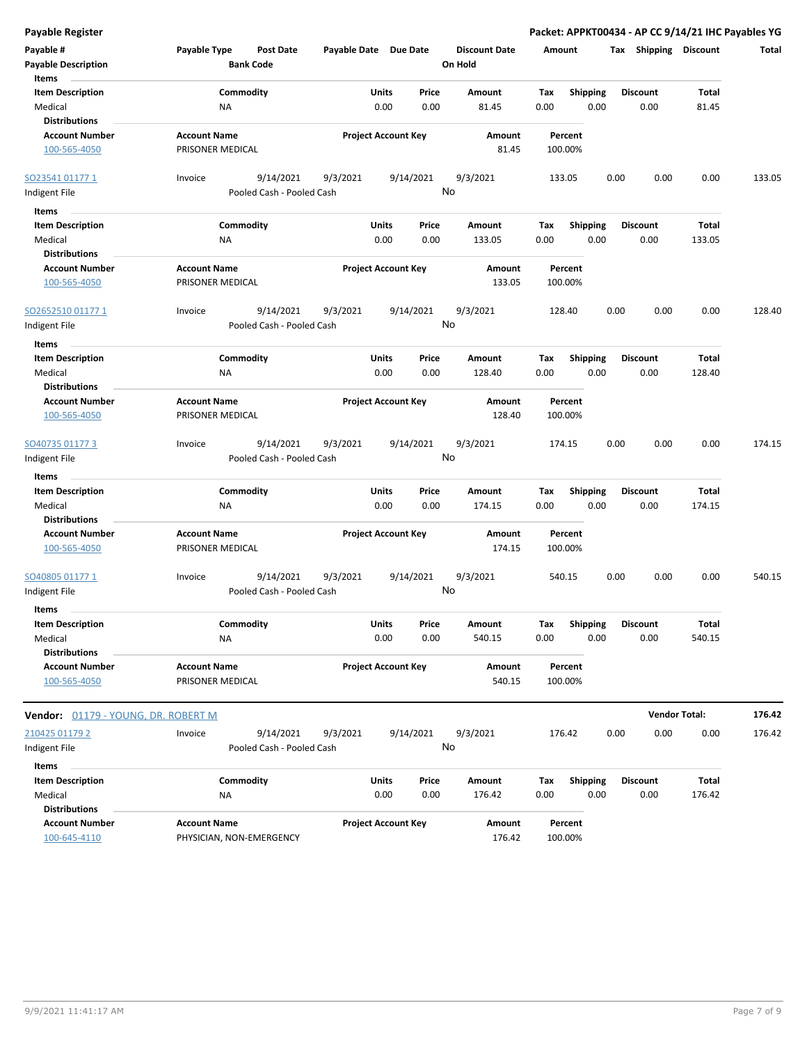**Payable Register** — **Packet: APPKT00434 - AP CC 9/14/21 IHC Payables YG**

| Payable # | Payable Type | Post Date | Payable Date | Due Date | Discount Date | Amount | Tax | Shipping | Discount | Total |
|---|---|---|---|---|---|---|---|---|---|---|
| Payable Description | | Bank Code | | | On Hold | | | | | |

**Items**

| Item Description | Commodity | Units | Price | Amount | Tax | Shipping | Discount | Total |
|---|---|---|---|---|---|---|---|---|
| Medical | NA | 0.00 | 0.00 | 81.45 | 0.00 | 0.00 | 0.00 | 81.45 |

**Distributions**

| Account Number | Account Name | Project Account Key | Amount | Percent |
|---|---|---|---|---|
| 100-565-4050 | PRISONER MEDICAL | | 81.45 | 100.00% |

| Payable # | Payable Type | Post Date | Payable Date | Due Date | Discount Date | Amount | Tax | Shipping | Discount | Total |
|---|---|---|---|---|---|---|---|---|---|---|
| SO23541 01177 1 | Invoice | 9/14/2021 | 9/3/2021 | 9/14/2021 | 9/3/2021 | 133.05 | 0.00 | 0.00 | 0.00 | 133.05 |
| Indigent File | | Pooled Cash - Pooled Cash | | | No | | | | | |

**Items**

| Item Description | Commodity | Units | Price | Amount | Tax | Shipping | Discount | Total |
|---|---|---|---|---|---|---|---|---|
| Medical | NA | 0.00 | 0.00 | 133.05 | 0.00 | 0.00 | 0.00 | 133.05 |

**Distributions**

| Account Number | Account Name | Project Account Key | Amount | Percent |
|---|---|---|---|---|
| 100-565-4050 | PRISONER MEDICAL | | 133.05 | 100.00% |

| Payable # | Payable Type | Post Date | Payable Date | Due Date | Discount Date | Amount | Tax | Shipping | Discount | Total |
|---|---|---|---|---|---|---|---|---|---|---|
| SO2652510 01177 1 | Invoice | 9/14/2021 | 9/3/2021 | 9/14/2021 | 9/3/2021 | 128.40 | 0.00 | 0.00 | 0.00 | 128.40 |
| Indigent File | | Pooled Cash - Pooled Cash | | | No | | | | | |

**Items**

| Item Description | Commodity | Units | Price | Amount | Tax | Shipping | Discount | Total |
|---|---|---|---|---|---|---|---|---|
| Medical | NA | 0.00 | 0.00 | 128.40 | 0.00 | 0.00 | 0.00 | 128.40 |

**Distributions**

| Account Number | Account Name | Project Account Key | Amount | Percent |
|---|---|---|---|---|
| 100-565-4050 | PRISONER MEDICAL | | 128.40 | 100.00% |

| Payable # | Payable Type | Post Date | Payable Date | Due Date | Discount Date | Amount | Tax | Shipping | Discount | Total |
|---|---|---|---|---|---|---|---|---|---|---|
| SO40735 01177 3 | Invoice | 9/14/2021 | 9/3/2021 | 9/14/2021 | 9/3/2021 | 174.15 | 0.00 | 0.00 | 0.00 | 174.15 |
| Indigent File | | Pooled Cash - Pooled Cash | | | No | | | | | |

**Items**

| Item Description | Commodity | Units | Price | Amount | Tax | Shipping | Discount | Total |
|---|---|---|---|---|---|---|---|---|
| Medical | NA | 0.00 | 0.00 | 174.15 | 0.00 | 0.00 | 0.00 | 174.15 |

**Distributions**

| Account Number | Account Name | Project Account Key | Amount | Percent |
|---|---|---|---|---|
| 100-565-4050 | PRISONER MEDICAL | | 174.15 | 100.00% |

| Payable # | Payable Type | Post Date | Payable Date | Due Date | Discount Date | Amount | Tax | Shipping | Discount | Total |
|---|---|---|---|---|---|---|---|---|---|---|
| SO40805 01177 1 | Invoice | 9/14/2021 | 9/3/2021 | 9/14/2021 | 9/3/2021 | 540.15 | 0.00 | 0.00 | 0.00 | 540.15 |
| Indigent File | | Pooled Cash - Pooled Cash | | | No | | | | | |

**Items**

| Item Description | Commodity | Units | Price | Amount | Tax | Shipping | Discount | Total |
|---|---|---|---|---|---|---|---|---|
| Medical | NA | 0.00 | 0.00 | 540.15 | 0.00 | 0.00 | 0.00 | 540.15 |

**Distributions**

| Account Number | Account Name | Project Account Key | Amount | Percent |
|---|---|---|---|---|
| 100-565-4050 | PRISONER MEDICAL | | 540.15 | 100.00% |

---

**Vendor:** 01179 - YOUNG, DR. ROBERT M — **Vendor Total: 176.42**

| Payable # | Payable Type | Post Date | Payable Date | Due Date | Discount Date | Amount | Tax | Shipping | Discount | Total |
|---|---|---|---|---|---|---|---|---|---|---|
| 210425 01179 2 | Invoice | 9/14/2021 | 9/3/2021 | 9/14/2021 | 9/3/2021 | 176.42 | 0.00 | 0.00 | 0.00 | 176.42 |
| Indigent File | | Pooled Cash - Pooled Cash | | | No | | | | | |

**Items**

| Item Description | Commodity | Units | Price | Amount | Tax | Shipping | Discount | Total |
|---|---|---|---|---|---|---|---|---|
| Medical | NA | 0.00 | 0.00 | 176.42 | 0.00 | 0.00 | 0.00 | 176.42 |

**Distributions**

| Account Number | Account Name | Project Account Key | Amount | Percent |
|---|---|---|---|---|
| 100-645-4110 | PHYSICIAN, NON-EMERGENCY | | 176.42 | 100.00% |

9/9/2021 11:41:17 AM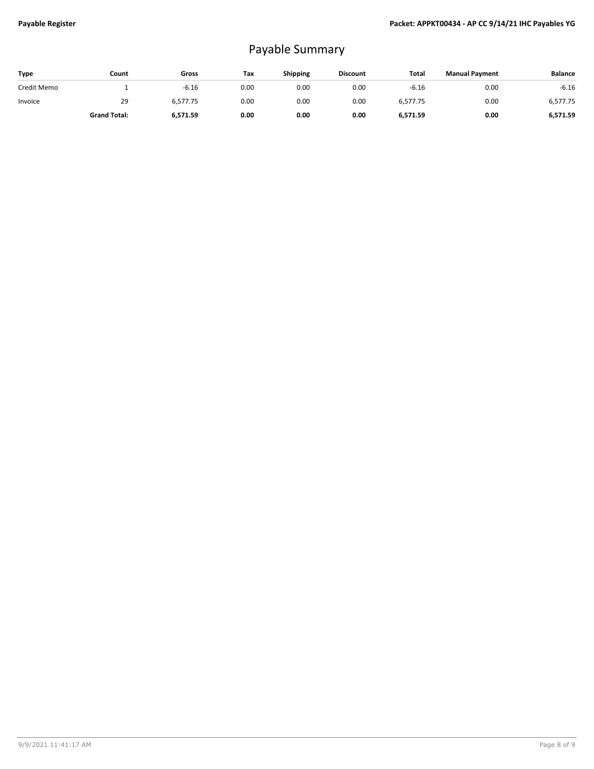# Payable Summary

| Type | Count | Gross | Tax | Shipping | Discount | Total | Manual Payment | Balance |
|---|---|---|---|---|---|---|---|---|
| Credit Memo | 1 | -6.16 | 0.00 | 0.00 | 0.00 | -6.16 | 0.00 | -6.16 |
| Invoice | 29 | 6,577.75 | 0.00 | 0.00 | 0.00 | 6,577.75 | 0.00 | 6,577.75 |
| | **Grand Total:** | **6,571.59** | **0.00** | **0.00** | **0.00** | **6,571.59** | **0.00** | **6,571.59** |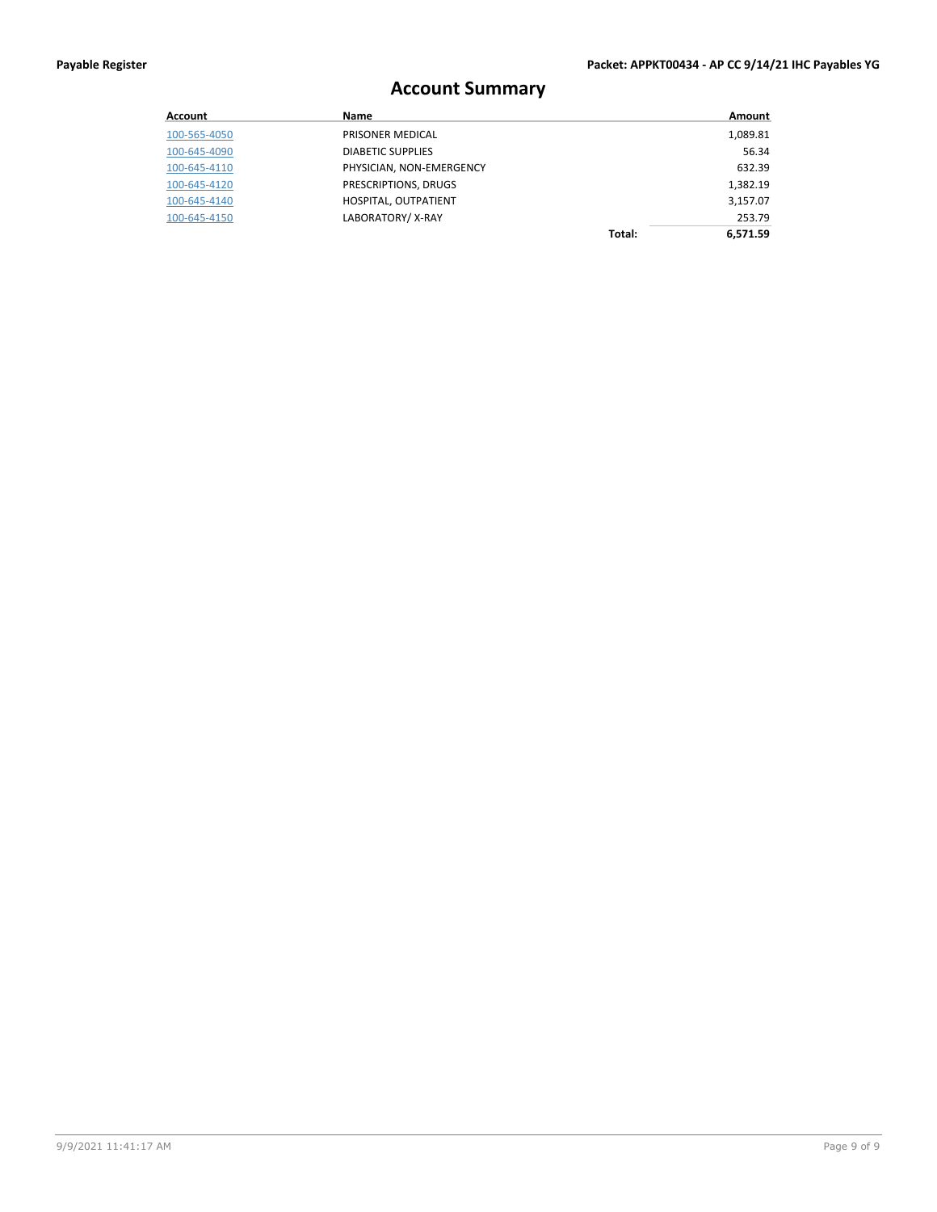# Account Summary

| Account | Name | | Amount |
|---|---|---|---|
| 100-565-4050 | PRISONER MEDICAL | | 1,089.81 |
| 100-645-4090 | DIABETIC SUPPLIES | | 56.34 |
| 100-645-4110 | PHYSICIAN, NON-EMERGENCY | | 632.39 |
| 100-645-4120 | PRESCRIPTIONS, DRUGS | | 1,382.19 |
| 100-645-4140 | HOSPITAL, OUTPATIENT | | 3,157.07 |
| 100-645-4150 | LABORATORY/ X-RAY | | 253.79 |
| | | **Total:** | **6,571.59** |